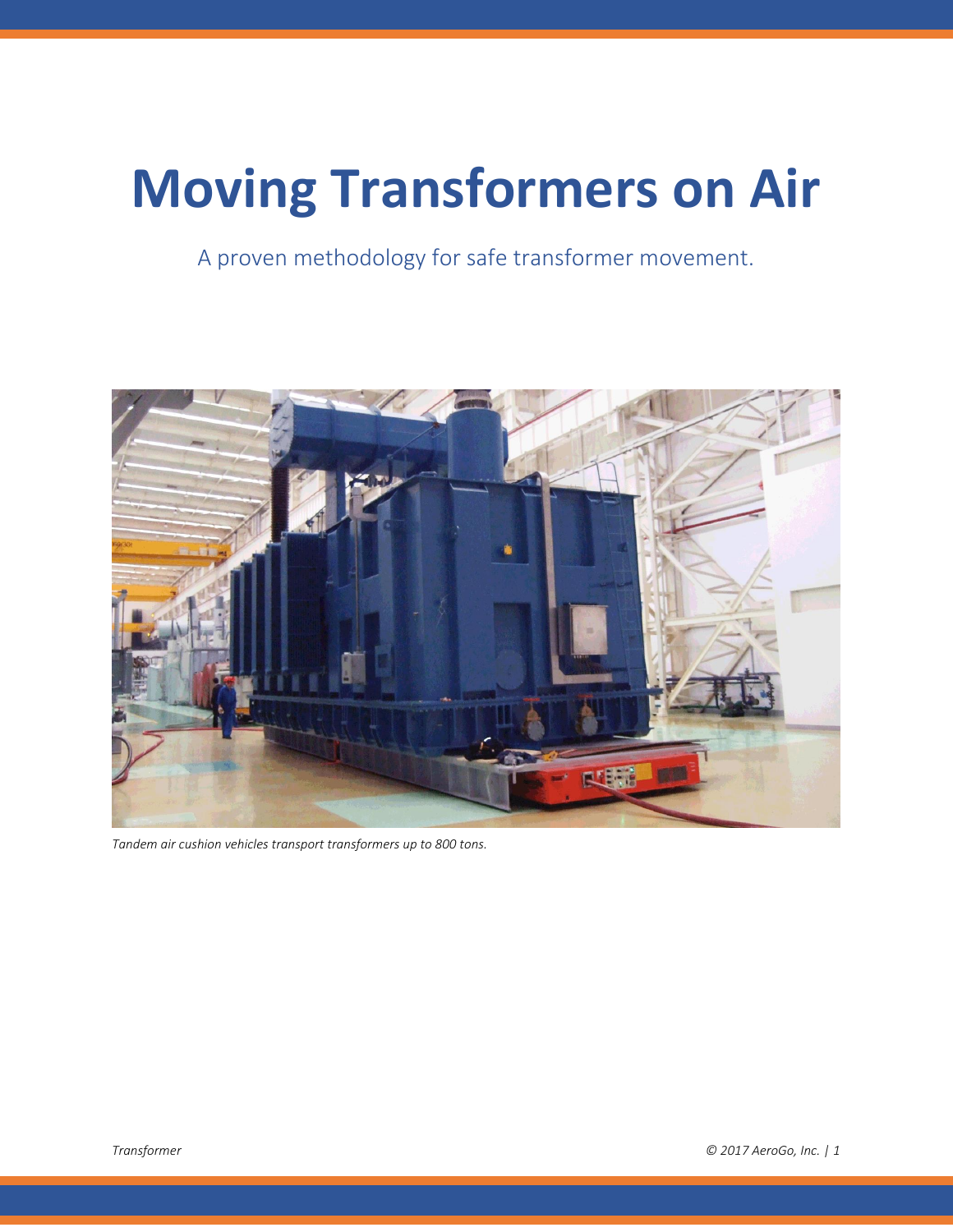# Moving Transformers on Air

A proven methodology for safe transformer movement.

*Tandem air cushion vehicles transport transformers up to 800 tons.*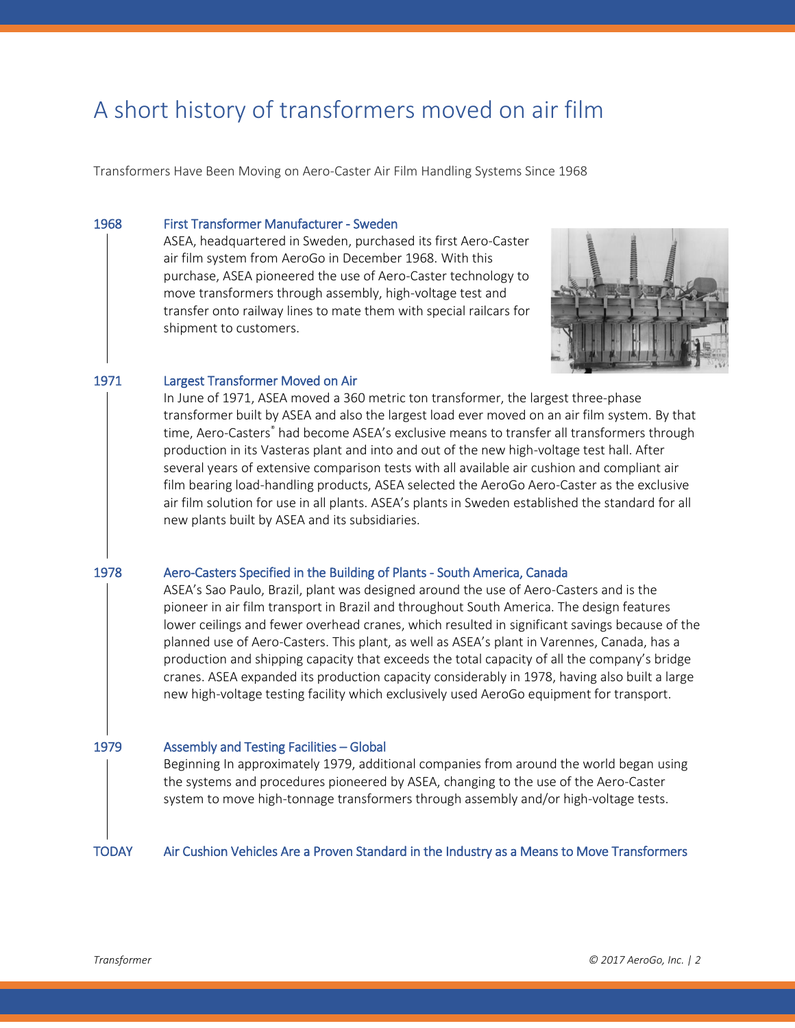# A short history of transformers moved on air film

Transformers Have Been Moving on Aero-Caster Air Film Handling Systems Since 1968

### 1968 — First Transformer Manufacturer - Sweden

ASEA, headquartered in Sweden, purchased its first Aero-Caster air film system from AeroGo in December 1968. With this purchase, ASEA pioneered the use of Aero-Caster technology to move transformers through assembly, high-voltage test and transfer onto railway lines to mate them with special railcars for shipment to customers.

### 1971 — Largest Transformer Moved on Air

In June of 1971, ASEA moved a 360 metric ton transformer, the largest three-phase transformer built by ASEA and also the largest load ever moved on an air film system. By that time, Aero-Casters® had become ASEA's exclusive means to transfer all transformers through production in its Vasteras plant and into and out of the new high-voltage test hall. After several years of extensive comparison tests with all available air cushion and compliant air film bearing load-handling products, ASEA selected the AeroGo Aero-Caster as the exclusive air film solution for use in all plants. ASEA's plants in Sweden established the standard for all new plants built by ASEA and its subsidiaries.

### 1978 — Aero-Casters Specified in the Building of Plants - South America, Canada

ASEA's Sao Paulo, Brazil, plant was designed around the use of Aero-Casters and is the pioneer in air film transport in Brazil and throughout South America. The design features lower ceilings and fewer overhead cranes, which resulted in significant savings because of the planned use of Aero-Casters. This plant, as well as ASEA's plant in Varennes, Canada, has a production and shipping capacity that exceeds the total capacity of all the company's bridge cranes. ASEA expanded its production capacity considerably in 1978, having also built a large new high-voltage testing facility which exclusively used AeroGo equipment for transport.

### 1979 — Assembly and Testing Facilities – Global

Beginning In approximately 1979, additional companies from around the world began using the systems and procedures pioneered by ASEA, changing to the use of the Aero-Caster system to move high-tonnage transformers through assembly and/or high-voltage tests.

### TODAY — Air Cushion Vehicles Are a Proven Standard in the Industry as a Means to Move Transformers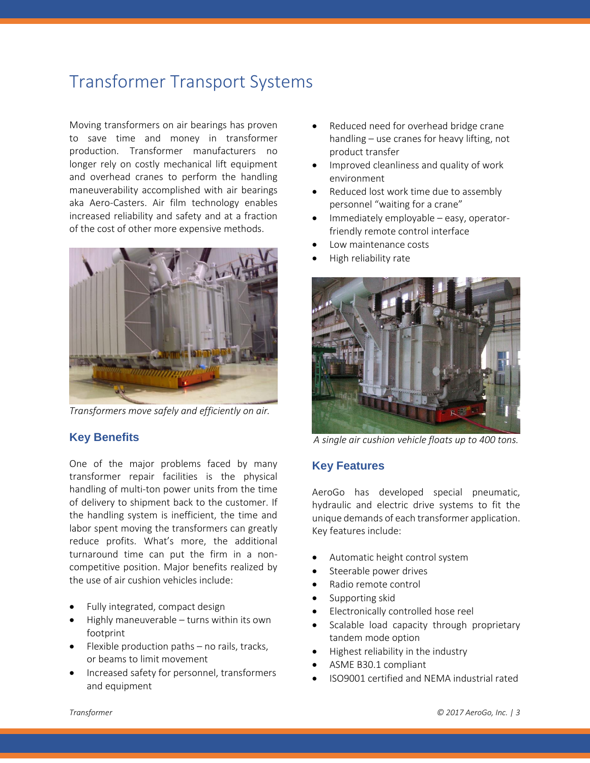# Transformer Transport Systems

Moving transformers on air bearings has proven to save time and money in transformer production. Transformer manufacturers no longer rely on costly mechanical lift equipment and overhead cranes to perform the handling maneuverability accomplished with air bearings aka Aero-Casters. Air film technology enables increased reliability and safety and at a fraction of the cost of other more expensive methods.

*Transformers move safely and efficiently on air.*

## Key Benefits

One of the major problems faced by many transformer repair facilities is the physical handling of multi-ton power units from the time of delivery to shipment back to the customer. If the handling system is inefficient, the time and labor spent moving the transformers can greatly reduce profits. What's more, the additional turnaround time can put the firm in a non-competitive position. Major benefits realized by the use of air cushion vehicles include:

- Fully integrated, compact design
- Highly maneuverable – turns within its own footprint
- Flexible production paths – no rails, tracks, or beams to limit movement
- Increased safety for personnel, transformers and equipment
- Reduced need for overhead bridge crane handling – use cranes for heavy lifting, not product transfer
- Improved cleanliness and quality of work environment
- Reduced lost work time due to assembly personnel "waiting for a crane"
- Immediately employable – easy, operator-friendly remote control interface
- Low maintenance costs
- High reliability rate

*A single air cushion vehicle floats up to 400 tons.*

## Key Features

AeroGo has developed special pneumatic, hydraulic and electric drive systems to fit the unique demands of each transformer application. Key features include:

- Automatic height control system
- Steerable power drives
- Radio remote control
- Supporting skid
- Electronically controlled hose reel
- Scalable load capacity through proprietary tandem mode option
- Highest reliability in the industry
- ASME B30.1 compliant
- ISO9001 certified and NEMA industrial rated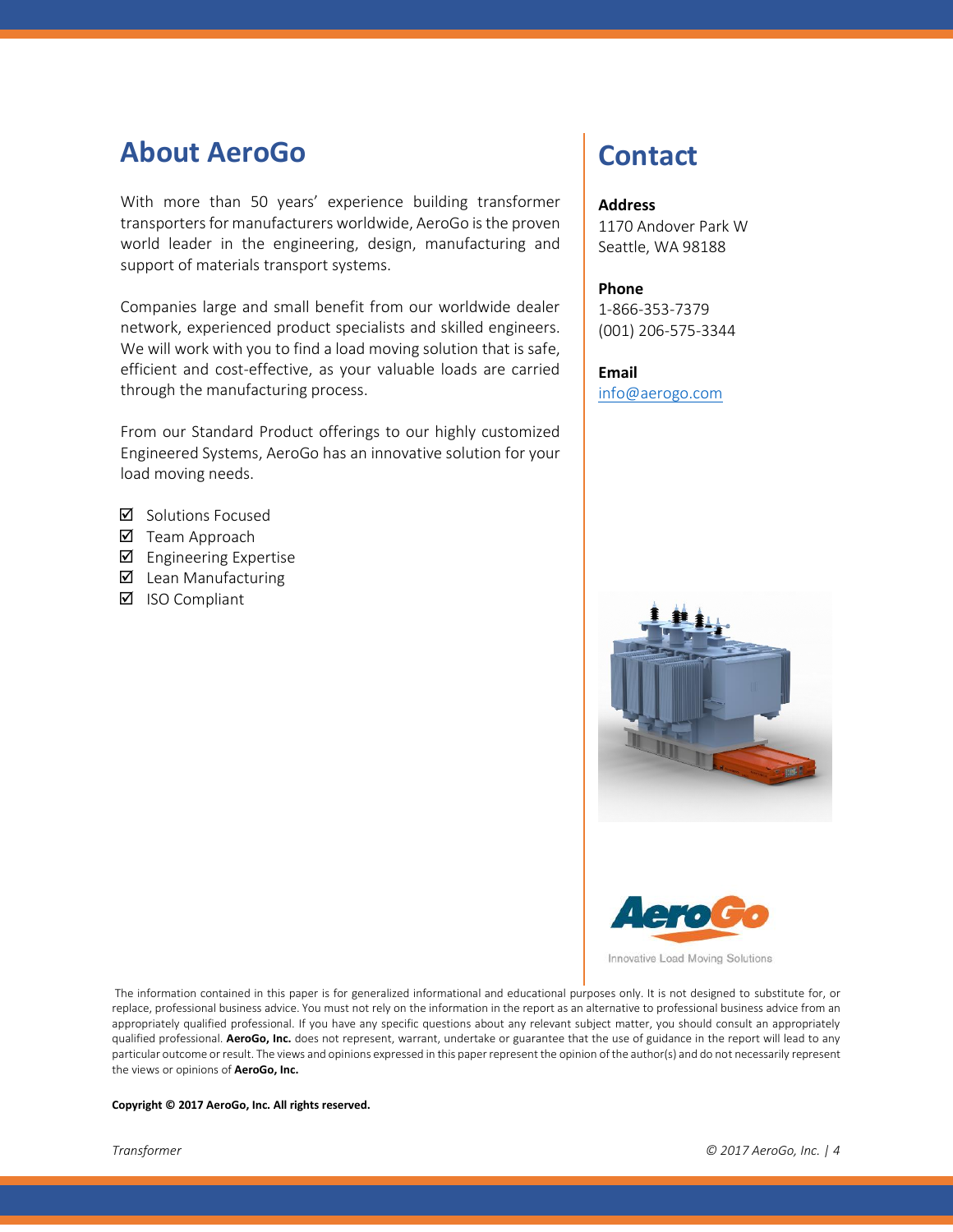## About AeroGo

With more than 50 years' experience building transformer transporters for manufacturers worldwide, AeroGo is the proven world leader in the engineering, design, manufacturing and support of materials transport systems.

Companies large and small benefit from our worldwide dealer network, experienced product specialists and skilled engineers. We will work with you to find a load moving solution that is safe, efficient and cost-effective, as your valuable loads are carried through the manufacturing process.

From our Standard Product offerings to our highly customized Engineered Systems, AeroGo has an innovative solution for your load moving needs.

- ☑ Solutions Focused
- ☑ Team Approach
- ☑ Engineering Expertise
- ☑ Lean Manufacturing
- ☑ ISO Compliant

## Contact

**Address**
1170 Andover Park W
Seattle, WA 98188

**Phone**
1-866-353-7379
(001) 206-575-3344

**Email**
info@aerogo.com

AeroGo
Innovative Load Moving Solutions

The information contained in this paper is for generalized informational and educational purposes only. It is not designed to substitute for, or replace, professional business advice. You must not rely on the information in the report as an alternative to professional business advice from an appropriately qualified professional. If you have any specific questions about any relevant subject matter, you should consult an appropriately qualified professional. **AeroGo, Inc.** does not represent, warrant, undertake or guarantee that the use of guidance in the report will lead to any particular outcome or result. The views and opinions expressed in this paper represent the opinion of the author(s) and do not necessarily represent the views or opinions of **AeroGo, Inc.**

**Copyright © 2017 AeroGo, Inc. All rights reserved.**